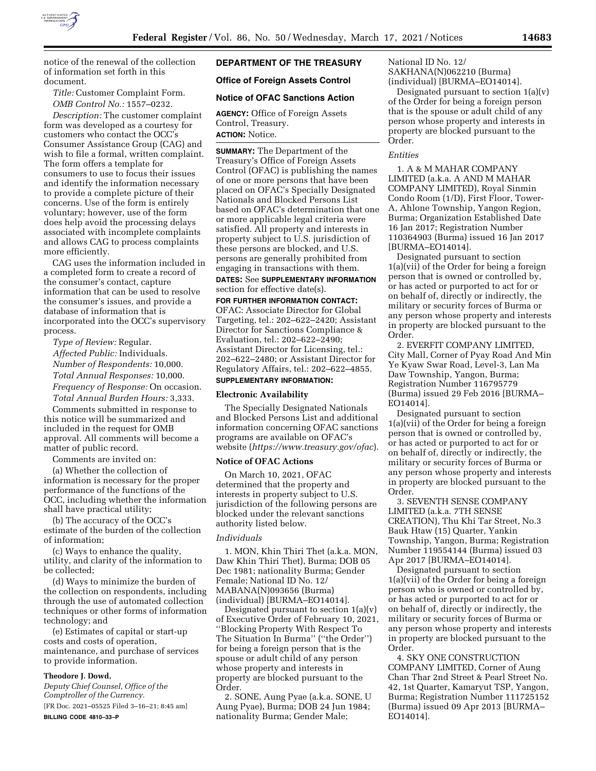notice of the renewal of the collection of information set forth in this document.

*Title:* Customer Complaint Form.

*OMB Control No.:* 1557–0232.

*Description:* The customer complaint form was developed as a courtesy for customers who contact the OCC's Consumer Assistance Group (CAG) and wish to file a formal, written complaint. The form offers a template for consumers to use to focus their issues and identify the information necessary to provide a complete picture of their concerns. Use of the form is entirely voluntary; however, use of the form does help avoid the processing delays associated with incomplete complaints and allows CAG to process complaints more efficiently.

CAG uses the information included in a completed form to create a record of the consumer's contact, capture information that can be used to resolve the consumer's issues, and provide a database of information that is incorporated into the OCC's supervisory process.

*Type of Review:* Regular.

*Affected Public:* Individuals.

*Number of Respondents:* 10,000.

*Total Annual Responses:* 10,000.

*Frequency of Response:* On occasion.

*Total Annual Burden Hours:* 3,333.

Comments submitted in response to this notice will be summarized and included in the request for OMB approval. All comments will become a matter of public record.

Comments are invited on:

(a) Whether the collection of information is necessary for the proper performance of the functions of the OCC, including whether the information shall have practical utility;

(b) The accuracy of the OCC's estimate of the burden of the collection of information;

(c) Ways to enhance the quality, utility, and clarity of the information to be collected;

(d) Ways to minimize the burden of the collection on respondents, including through the use of automated collection techniques or other forms of information technology; and

(e) Estimates of capital or start-up costs and costs of operation, maintenance, and purchase of services to provide information.

**Theodore J. Dowd,**

*Deputy Chief Counsel, Office of the Comptroller of the Currency.*

[FR Doc. 2021–05525 Filed 3–16–21; 8:45 am]

**BILLING CODE 4810–33–P**

## DEPARTMENT OF THE TREASURY

### Office of Foreign Assets Control

### Notice of OFAC Sanctions Action

**AGENCY:** Office of Foreign Assets Control, Treasury.

**ACTION:** Notice.

**SUMMARY:** The Department of the Treasury's Office of Foreign Assets Control (OFAC) is publishing the names of one or more persons that have been placed on OFAC's Specially Designated Nationals and Blocked Persons List based on OFAC's determination that one or more applicable legal criteria were satisfied. All property and interests in property subject to U.S. jurisdiction of these persons are blocked, and U.S. persons are generally prohibited from engaging in transactions with them.

**DATES:** See **SUPPLEMENTARY INFORMATION** section for effective date(s).

**FOR FURTHER INFORMATION CONTACT:** OFAC: Associate Director for Global Targeting, tel.: 202–622–2420; Assistant Director for Sanctions Compliance & Evaluation, tel.: 202–622–2490; Assistant Director for Licensing, tel.: 202–622–2480; or Assistant Director for Regulatory Affairs, tel.: 202–622–4855.

**SUPPLEMENTARY INFORMATION:**

**Electronic Availability**

The Specially Designated Nationals and Blocked Persons List and additional information concerning OFAC sanctions programs are available on OFAC's website (*https://www.treasury.gov/ofac*).

**Notice of OFAC Actions**

On March 10, 2021, OFAC determined that the property and interests in property subject to U.S. jurisdiction of the following persons are blocked under the relevant sanctions authority listed below.

*Individuals*

1. MON, Khin Thiri Thet (a.k.a. MON, Daw Khin Thiri Thet), Burma; DOB 05 Dec 1981; nationality Burma; Gender Female; National ID No. 12/MABANA(N)093656 (Burma) (individual) [BURMA–EO14014].

Designated pursuant to section 1(a)(v) of Executive Order of February 10, 2021, ''Blocking Property With Respect To The Situation In Burma'' (''the Order'') for being a foreign person that is the spouse or adult child of any person whose property and interests in property are blocked pursuant to the Order.

2. SONE, Aung Pyae (a.k.a. SONE, U Aung Pyae), Burma; DOB 24 Jun 1984; nationality Burma; Gender Male; National ID No. 12/SAKHANA(N)062210 (Burma) (individual) [BURMA–EO14014].

Designated pursuant to section 1(a)(v) of the Order for being a foreign person that is the spouse or adult child of any person whose property and interests in property are blocked pursuant to the Order.

*Entities*

1. A & M MAHAR COMPANY LIMITED (a.k.a. A AND M MAHAR COMPANY LIMITED), Royal Sinmin Condo Room (1/D), First Floor, Tower-A, Ahlone Township, Yangon Region, Burma; Organization Established Date 16 Jan 2017; Registration Number 110364903 (Burma) issued 16 Jan 2017 [BURMA–EO14014].

Designated pursuant to section 1(a)(vii) of the Order for being a foreign person that is owned or controlled by, or has acted or purported to act for or on behalf of, directly or indirectly, the military or security forces of Burma or any person whose property and interests in property are blocked pursuant to the Order.

2. EVERFIT COMPANY LIMITED, City Mall, Corner of Pyay Road And Min Ye Kyaw Swar Road, Level-3, Lan Ma Daw Township, Yangon, Burma; Registration Number 116795779 (Burma) issued 29 Feb 2016 [BURMA–EO14014].

Designated pursuant to section 1(a)(vii) of the Order for being a foreign person that is owned or controlled by, or has acted or purported to act for or on behalf of, directly or indirectly, the military or security forces of Burma or any person whose property and interests in property are blocked pursuant to the Order.

3. SEVENTH SENSE COMPANY LIMITED (a.k.a. 7TH SENSE CREATION), Thu Khi Tar Street, No.3 Bauk Htaw (15) Quarter, Yankin Township, Yangon, Burma; Registration Number 119554144 (Burma) issued 03 Apr 2017 [BURMA–EO14014].

Designated pursuant to section 1(a)(vii) of the Order for being a foreign person who is owned or controlled by, or has acted or purported to act for or on behalf of, directly or indirectly, the military or security forces of Burma or any person whose property and interests in property are blocked pursuant to the Order.

4. SKY ONE CONSTRUCTION COMPANY LIMITED, Corner of Aung Chan Thar 2nd Street & Pearl Street No. 42, 1st Quarter, Kamaryut TSP, Yangon, Burma; Registration Number 111725152 (Burma) issued 09 Apr 2013 [BURMA–EO14014].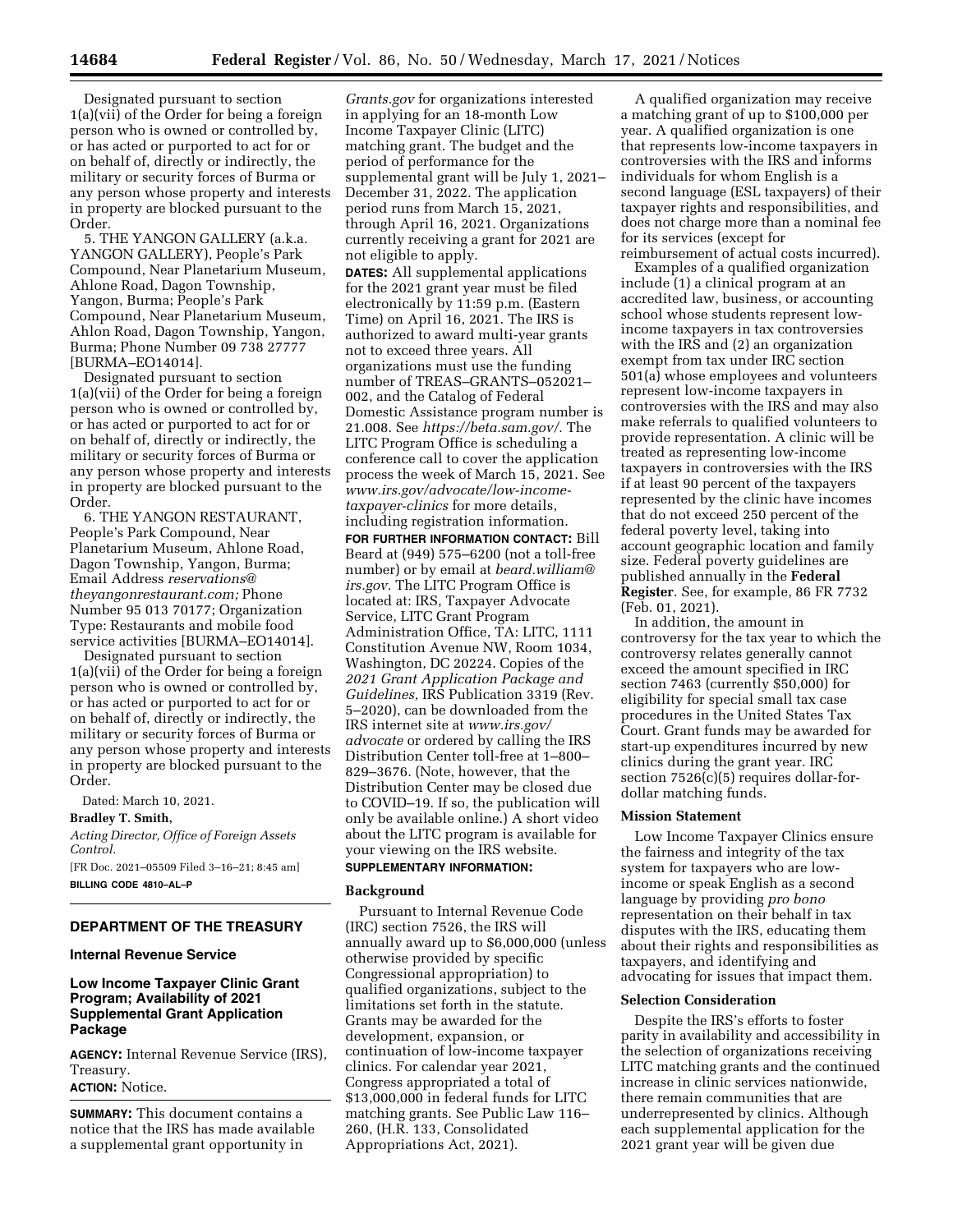Designated pursuant to section 1(a)(vii) of the Order for being a foreign person who is owned or controlled by, or has acted or purported to act for or on behalf of, directly or indirectly, the military or security forces of Burma or any person whose property and interests in property are blocked pursuant to the Order.

5. THE YANGON GALLERY (a.k.a. YANGON GALLERY), People's Park Compound, Near Planetarium Museum, Ahlone Road, Dagon Township, Yangon, Burma; People's Park Compound, Near Planetarium Museum, Ahlon Road, Dagon Township, Yangon, Burma; Phone Number 09 738 27777 [BURMA–EO14014].

Designated pursuant to section 1(a)(vii) of the Order for being a foreign person who is owned or controlled by, or has acted or purported to act for or on behalf of, directly or indirectly, the military or security forces of Burma or any person whose property and interests in property are blocked pursuant to the Order.

6. THE YANGON RESTAURANT, People's Park Compound, Near Planetarium Museum, Ahlone Road, Dagon Township, Yangon, Burma; Email Address *reservations@theyangonrestaurant.com;* Phone Number 95 013 70177; Organization Type: Restaurants and mobile food service activities [BURMA–EO14014].

Designated pursuant to section 1(a)(vii) of the Order for being a foreign person who is owned or controlled by, or has acted or purported to act for or on behalf of, directly or indirectly, the military or security forces of Burma or any person whose property and interests in property are blocked pursuant to the Order.

Dated: March 10, 2021.

**Bradley T. Smith,**

*Acting Director, Office of Foreign Assets Control.*

[FR Doc. 2021–05509 Filed 3–16–21; 8:45 am]

**BILLING CODE 4810–AL–P**

## DEPARTMENT OF THE TREASURY

### Internal Revenue Service

### Low Income Taxpayer Clinic Grant Program; Availability of 2021 Supplemental Grant Application Package

**AGENCY:** Internal Revenue Service (IRS), Treasury.

**ACTION:** Notice.

**SUMMARY:** This document contains a notice that the IRS has made available a supplemental grant opportunity in *Grants.gov* for organizations interested in applying for an 18-month Low Income Taxpayer Clinic (LITC) matching grant. The budget and the period of performance for the supplemental grant will be July 1, 2021–December 31, 2022. The application period runs from March 15, 2021, through April 16, 2021. Organizations currently receiving a grant for 2021 are not eligible to apply.

**DATES:** All supplemental applications for the 2021 grant year must be filed electronically by 11:59 p.m. (Eastern Time) on April 16, 2021. The IRS is authorized to award multi-year grants not to exceed three years. All organizations must use the funding number of TREAS–GRANTS–052021–002, and the Catalog of Federal Domestic Assistance program number is 21.008. See *https://beta.sam.gov/.* The LITC Program Office is scheduling a conference call to cover the application process the week of March 15, 2021. See *www.irs.gov/advocate/low-income-taxpayer-clinics* for more details, including registration information.

**FOR FURTHER INFORMATION CONTACT:** Bill Beard at (949) 575–6200 (not a toll-free number) or by email at *beard.william@irs.gov.* The LITC Program Office is located at: IRS, Taxpayer Advocate Service, LITC Grant Program Administration Office, TA: LITC, 1111 Constitution Avenue NW, Room 1034, Washington, DC 20224. Copies of the *2021 Grant Application Package and Guidelines,* IRS Publication 3319 (Rev. 5–2020), can be downloaded from the IRS internet site at *www.irs.gov/advocate* or ordered by calling the IRS Distribution Center toll-free at 1–800–829–3676. (Note, however, that the Distribution Center may be closed due to COVID–19. If so, the publication will only be available online.) A short video about the LITC program is available for your viewing on the IRS website.

**SUPPLEMENTARY INFORMATION:**

#### Background

Pursuant to Internal Revenue Code (IRC) section 7526, the IRS will annually award up to $6,000,000 (unless otherwise provided by specific Congressional appropriation) to qualified organizations, subject to the limitations set forth in the statute. Grants may be awarded for the development, expansion, or continuation of low-income taxpayer clinics. For calendar year 2021, Congress appropriated a total of $13,000,000 in federal funds for LITC matching grants. See Public Law 116–260, (H.R. 133, Consolidated Appropriations Act, 2021).

A qualified organization may receive a matching grant of up to $100,000 per year. A qualified organization is one that represents low-income taxpayers in controversies with the IRS and informs individuals for whom English is a second language (ESL taxpayers) of their taxpayer rights and responsibilities, and does not charge more than a nominal fee for its services (except for reimbursement of actual costs incurred).

Examples of a qualified organization include (1) a clinical program at an accredited law, business, or accounting school whose students represent low-income taxpayers in tax controversies with the IRS and (2) an organization exempt from tax under IRC section 501(a) whose employees and volunteers represent low-income taxpayers in controversies with the IRS and may also make referrals to qualified volunteers to provide representation. A clinic will be treated as representing low-income taxpayers in controversies with the IRS if at least 90 percent of the taxpayers represented by the clinic have incomes that do not exceed 250 percent of the federal poverty level, taking into account geographic location and family size. Federal poverty guidelines are published annually in the **Federal Register**. See, for example, 86 FR 7732 (Feb. 01, 2021).

In addition, the amount in controversy for the tax year to which the controversy relates generally cannot exceed the amount specified in IRC section 7463 (currently $50,000) for eligibility for special small tax case procedures in the United States Tax Court. Grant funds may be awarded for start-up expenditures incurred by new clinics during the grant year. IRC section 7526(c)(5) requires dollar-for-dollar matching funds.

#### Mission Statement

Low Income Taxpayer Clinics ensure the fairness and integrity of the tax system for taxpayers who are low-income or speak English as a second language by providing *pro bono* representation on their behalf in tax disputes with the IRS, educating them about their rights and responsibilities as taxpayers, and identifying and advocating for issues that impact them.

#### Selection Consideration

Despite the IRS's efforts to foster parity in availability and accessibility in the selection of organizations receiving LITC matching grants and the continued increase in clinic services nationwide, there remain communities that are underrepresented by clinics. Although each supplemental application for the 2021 grant year will be given due